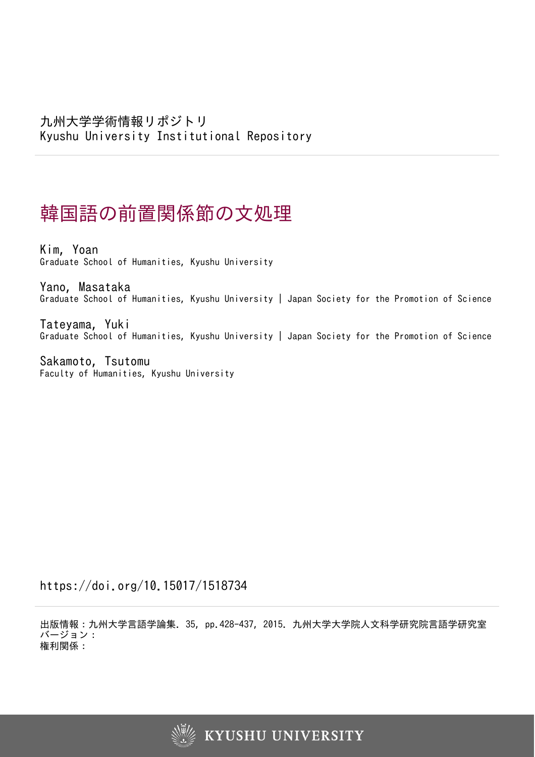九州大学学術情報リポジトリ
Kyushu University Institutional Repository

# 韓国語の前置関係節の文処理

Kim, Yoan
Graduate School of Humanities, Kyushu University

Yano, Masataka
Graduate School of Humanities, Kyushu University | Japan Society for the Promotion of Science

Tateyama, Yuki
Graduate School of Humanities, Kyushu University | Japan Society for the Promotion of Science

Sakamoto, Tsutomu
Faculty of Humanities, Kyushu University

https://doi.org/10.15017/1518734

出版情報：九州大学言語学論集. 35, pp.428-437, 2015. 九州大学大学院人文科学研究院言語学研究室
バージョン：
権利関係：

KYUSHU UNIVERSITY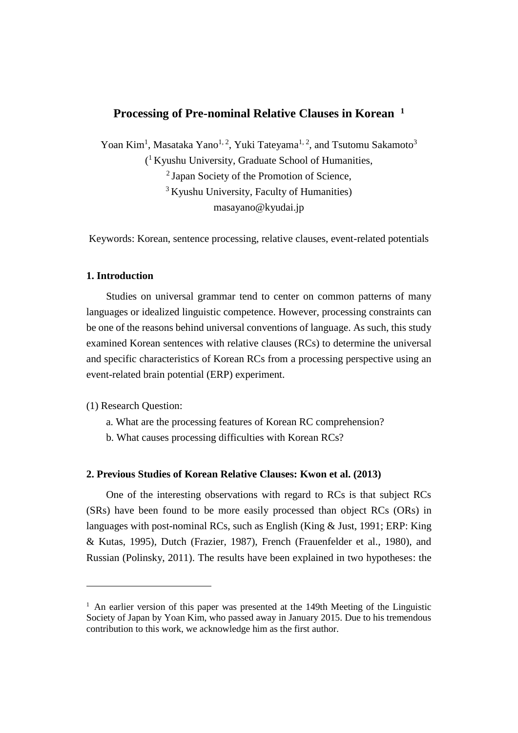# Processing of Pre-nominal Relative Clauses in Korean [1]

Yoan Kim[1], Masataka Yano[1, 2], Yuki Tateyama[1, 2], and Tsutomu Sakamoto[3]

([1] Kyushu University, Graduate School of Humanities,

[2] Japan Society of the Promotion of Science,

[3] Kyushu University, Faculty of Humanities)

masayano@kyudai.jp

Keywords: Korean, sentence processing, relative clauses, event-related potentials

## 1. Introduction

Studies on universal grammar tend to center on common patterns of many languages or idealized linguistic competence. However, processing constraints can be one of the reasons behind universal conventions of language. As such, this study examined Korean sentences with relative clauses (RCs) to determine the universal and specific characteristics of Korean RCs from a processing perspective using an event-related brain potential (ERP) experiment.

(1) Research Question:

a. What are the processing features of Korean RC comprehension?

b. What causes processing difficulties with Korean RCs?

## 2. Previous Studies of Korean Relative Clauses: Kwon et al. (2013)

One of the interesting observations with regard to RCs is that subject RCs (SRs) have been found to be more easily processed than object RCs (ORs) in languages with post-nominal RCs, such as English (King & Just, 1991; ERP: King & Kutas, 1995), Dutch (Frazier, 1987), French (Frauenfelder et al., 1980), and Russian (Polinsky, 2011). The results have been explained in two hypotheses: the

---

[1] An earlier version of this paper was presented at the 149th Meeting of the Linguistic Society of Japan by Yoan Kim, who passed away in January 2015. Due to his tremendous contribution to this work, we acknowledge him as the first author.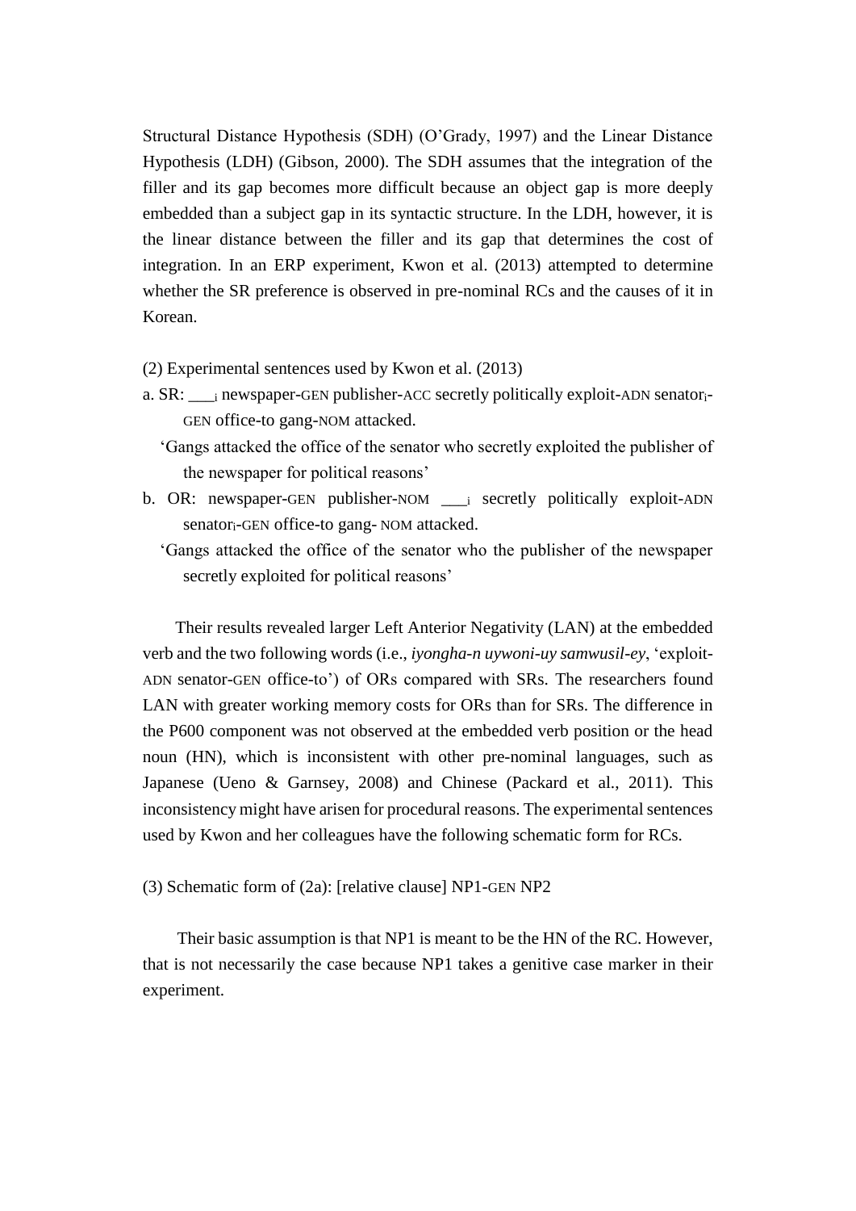Structural Distance Hypothesis (SDH) (O'Grady, 1997) and the Linear Distance Hypothesis (LDH) (Gibson, 2000). The SDH assumes that the integration of the filler and its gap becomes more difficult because an object gap is more deeply embedded than a subject gap in its syntactic structure. In the LDH, however, it is the linear distance between the filler and its gap that determines the cost of integration. In an ERP experiment, Kwon et al. (2013) attempted to determine whether the SR preference is observed in pre-nominal RCs and the causes of it in Korean.

(2) Experimental sentences used by Kwon et al. (2013)

a. SR: $\_\_\__i$ newspaper-GEN publisher-ACC secretly politically exploit-ADN senator$_i$-GEN office-to gang-NOM attacked.

   'Gangs attacked the office of the senator who secretly exploited the publisher of the newspaper for political reasons'

b. OR: newspaper-GEN publisher-NOM $\_\_\__i$ secretly politically exploit-ADN senator$_i$-GEN office-to gang- NOM attacked.

   'Gangs attacked the office of the senator who the publisher of the newspaper secretly exploited for political reasons'

Their results revealed larger Left Anterior Negativity (LAN) at the embedded verb and the two following words (i.e., *iyongha-n uywoni-uy samwusil-ey*, 'exploit-ADN senator-GEN office-to') of ORs compared with SRs. The researchers found LAN with greater working memory costs for ORs than for SRs. The difference in the P600 component was not observed at the embedded verb position or the head noun (HN), which is inconsistent with other pre-nominal languages, such as Japanese (Ueno & Garnsey, 2008) and Chinese (Packard et al., 2011). This inconsistency might have arisen for procedural reasons. The experimental sentences used by Kwon and her colleagues have the following schematic form for RCs.

(3) Schematic form of (2a): [relative clause] NP1-GEN NP2

Their basic assumption is that NP1 is meant to be the HN of the RC. However, that is not necessarily the case because NP1 takes a genitive case marker in their experiment.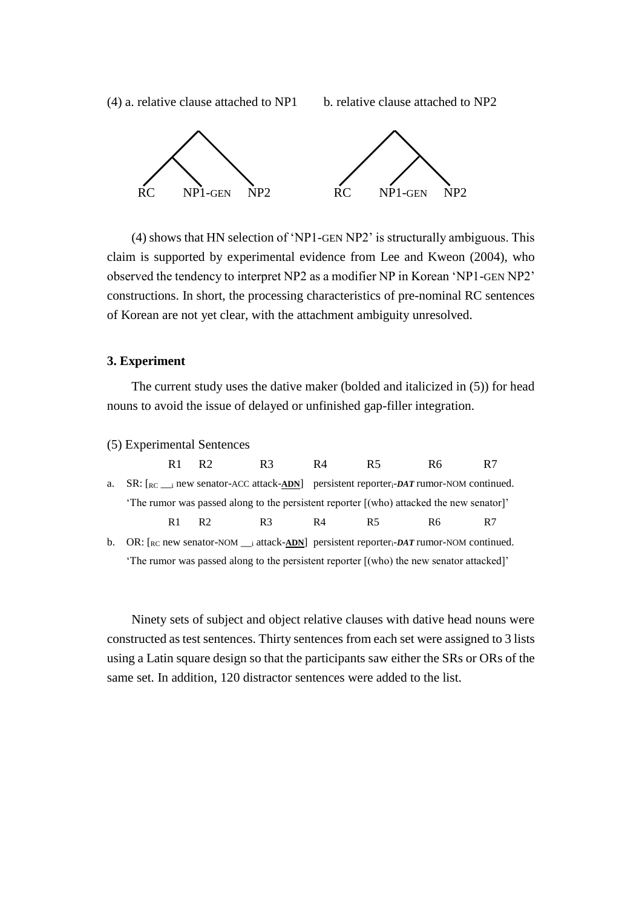(4) a. relative clause attached to NP1 b. relative clause attached to NP2

```
        /\                         /\
       /  \                       /  \
      /\   \                     /   /\
     /  \   \                   /   /  \
   RC  NP1-GEN  NP2           RC  NP1-GEN  NP2
```

(4) shows that HN selection of 'NP1-GEN NP2' is structurally ambiguous. This claim is supported by experimental evidence from Lee and Kweon (2004), who observed the tendency to interpret NP2 as a modifier NP in Korean 'NP1-GEN NP2' constructions. In short, the processing characteristics of pre-nominal RC sentences of Korean are not yet clear, with the attachment ambiguity unresolved.

### 3. Experiment

The current study uses the dative maker (bolded and italicized in (5)) for head nouns to avoid the issue of delayed or unfinished gap-filler integration.

(5) Experimental Sentences

| | R1 | R2 | R3 | R4 | R5 | R6 | R7 |
|---|---|---|---|---|---|---|---|
| a. SR: | [RC ___i | new | senator-ACC | attack-**ADN**] | persistent | reporter$_i$-***DAT*** rumor-NOM | continued. |

'The rumor was passed along to the persistent reporter [(who) attacked the new senator]'

| | R1 | R2 | R3 | R4 | R5 | R6 | R7 |
|---|---|---|---|---|---|---|---|
| b. OR: | [RC new | senator-NOM ___i | attack-**ADN**] | persistent | reporter$_i$-***DAT*** | rumor-NOM | continued. |

'The rumor was passed along to the persistent reporter [(who) the new senator attacked]'

Ninety sets of subject and object relative clauses with dative head nouns were constructed as test sentences. Thirty sentences from each set were assigned to 3 lists using a Latin square design so that the participants saw either the SRs or ORs of the same set. In addition, 120 distractor sentences were added to the list.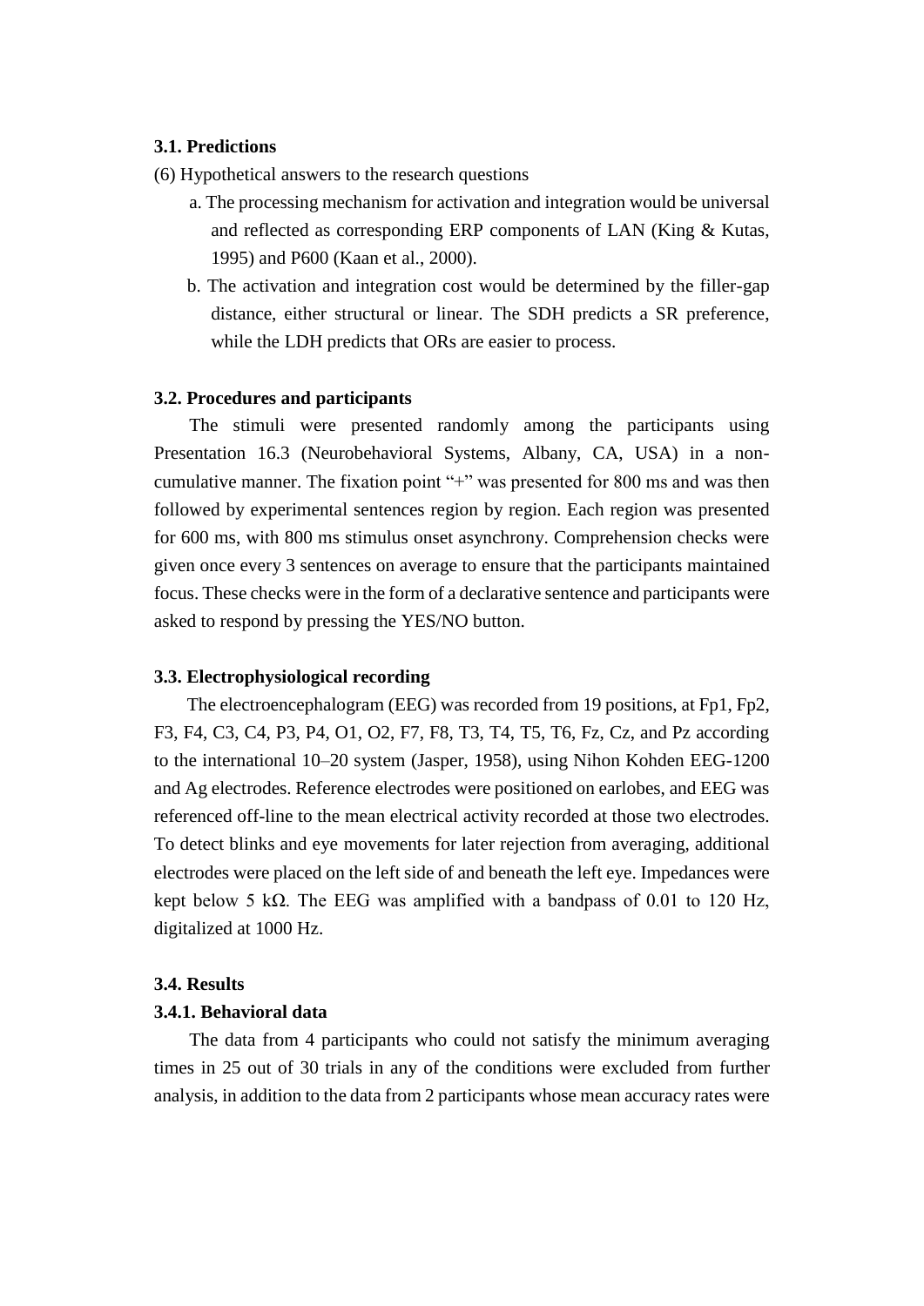### 3.1. Predictions

(6) Hypothetical answers to the research questions

a. The processing mechanism for activation and integration would be universal and reflected as corresponding ERP components of LAN (King & Kutas, 1995) and P600 (Kaan et al., 2000).

b. The activation and integration cost would be determined by the filler-gap distance, either structural or linear. The SDH predicts a SR preference, while the LDH predicts that ORs are easier to process.

### 3.2. Procedures and participants

The stimuli were presented randomly among the participants using Presentation 16.3 (Neurobehavioral Systems, Albany, CA, USA) in a non-cumulative manner. The fixation point "+" was presented for 800 ms and was then followed by experimental sentences region by region. Each region was presented for 600 ms, with 800 ms stimulus onset asynchrony. Comprehension checks were given once every 3 sentences on average to ensure that the participants maintained focus. These checks were in the form of a declarative sentence and participants were asked to respond by pressing the YES/NO button.

### 3.3. Electrophysiological recording

The electroencephalogram (EEG) was recorded from 19 positions, at Fp1, Fp2, F3, F4, C3, C4, P3, P4, O1, O2, F7, F8, T3, T4, T5, T6, Fz, Cz, and Pz according to the international 10–20 system (Jasper, 1958), using Nihon Kohden EEG-1200 and Ag electrodes. Reference electrodes were positioned on earlobes, and EEG was referenced off-line to the mean electrical activity recorded at those two electrodes. To detect blinks and eye movements for later rejection from averaging, additional electrodes were placed on the left side of and beneath the left eye. Impedances were kept below 5 kΩ. The EEG was amplified with a bandpass of 0.01 to 120 Hz, digitalized at 1000 Hz.

### 3.4. Results

#### 3.4.1. Behavioral data

The data from 4 participants who could not satisfy the minimum averaging times in 25 out of 30 trials in any of the conditions were excluded from further analysis, in addition to the data from 2 participants whose mean accuracy rates were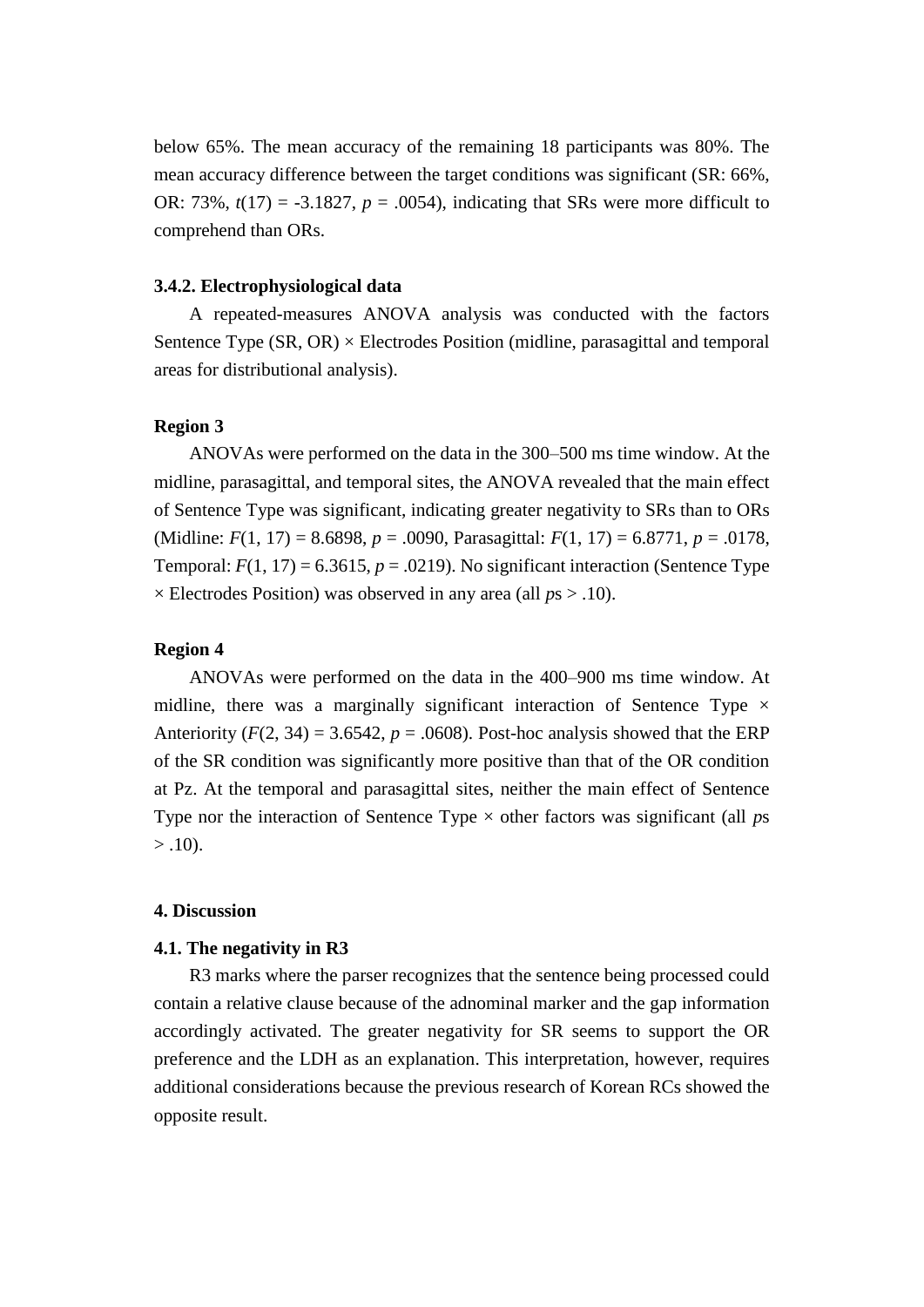below 65%. The mean accuracy of the remaining 18 participants was 80%. The mean accuracy difference between the target conditions was significant (SR: 66%, OR: 73%, $t(17) = -3.1827$, $p = .0054$), indicating that SRs were more difficult to comprehend than ORs.

### 3.4.2. Electrophysiological data

A repeated-measures ANOVA analysis was conducted with the factors Sentence Type (SR, OR) × Electrodes Position (midline, parasagittal and temporal areas for distributional analysis).

#### Region 3

ANOVAs were performed on the data in the 300–500 ms time window. At the midline, parasagittal, and temporal sites, the ANOVA revealed that the main effect of Sentence Type was significant, indicating greater negativity to SRs than to ORs (Midline: $F(1, 17) = 8.6898$, $p = .0090$, Parasagittal: $F(1, 17) = 6.8771$, $p = .0178$, Temporal: $F(1, 17) = 6.3615$, $p = .0219$). No significant interaction (Sentence Type × Electrodes Position) was observed in any area (all $p$s > .10).

#### Region 4

ANOVAs were performed on the data in the 400–900 ms time window. At midline, there was a marginally significant interaction of Sentence Type × Anteriority ($F(2, 34) = 3.6542$, $p = .0608$). Post-hoc analysis showed that the ERP of the SR condition was significantly more positive than that of the OR condition at Pz. At the temporal and parasagittal sites, neither the main effect of Sentence Type nor the interaction of Sentence Type × other factors was significant (all $p$s > .10).

## 4. Discussion

### 4.1. The negativity in R3

R3 marks where the parser recognizes that the sentence being processed could contain a relative clause because of the adnominal marker and the gap information accordingly activated. The greater negativity for SR seems to support the OR preference and the LDH as an explanation. This interpretation, however, requires additional considerations because the previous research of Korean RCs showed the opposite result.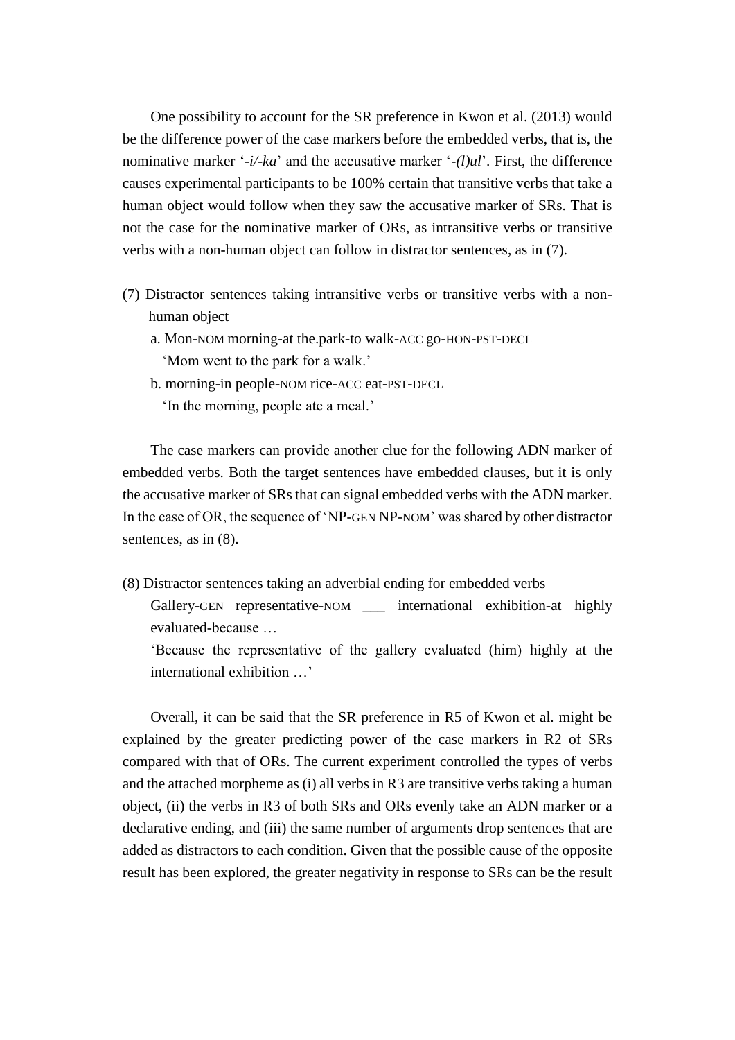One possibility to account for the SR preference in Kwon et al. (2013) would be the difference power of the case markers before the embedded verbs, that is, the nominative marker '*-i/-ka*' and the accusative marker '*-(l)ul*'. First, the difference causes experimental participants to be 100% certain that transitive verbs that take a human object would follow when they saw the accusative marker of SRs. That is not the case for the nominative marker of ORs, as intransitive verbs or transitive verbs with a non-human object can follow in distractor sentences, as in (7).

(7) Distractor sentences taking intransitive verbs or transitive verbs with a non-human object

a. Mon-NOM morning-at the.park-to walk-ACC go-HON-PST-DECL
'Mom went to the park for a walk.'

b. morning-in people-NOM rice-ACC eat-PST-DECL
'In the morning, people ate a meal.'

The case markers can provide another clue for the following ADN marker of embedded verbs. Both the target sentences have embedded clauses, but it is only the accusative marker of SRs that can signal embedded verbs with the ADN marker. In the case of OR, the sequence of 'NP-GEN NP-NOM' was shared by other distractor sentences, as in (8).

(8) Distractor sentences taking an adverbial ending for embedded verbs

Gallery-GEN representative-NOM ___ international exhibition-at highly evaluated-because …

'Because the representative of the gallery evaluated (him) highly at the international exhibition …'

Overall, it can be said that the SR preference in R5 of Kwon et al. might be explained by the greater predicting power of the case markers in R2 of SRs compared with that of ORs. The current experiment controlled the types of verbs and the attached morpheme as (i) all verbs in R3 are transitive verbs taking a human object, (ii) the verbs in R3 of both SRs and ORs evenly take an ADN marker or a declarative ending, and (iii) the same number of arguments drop sentences that are added as distractors to each condition. Given that the possible cause of the opposite result has been explored, the greater negativity in response to SRs can be the result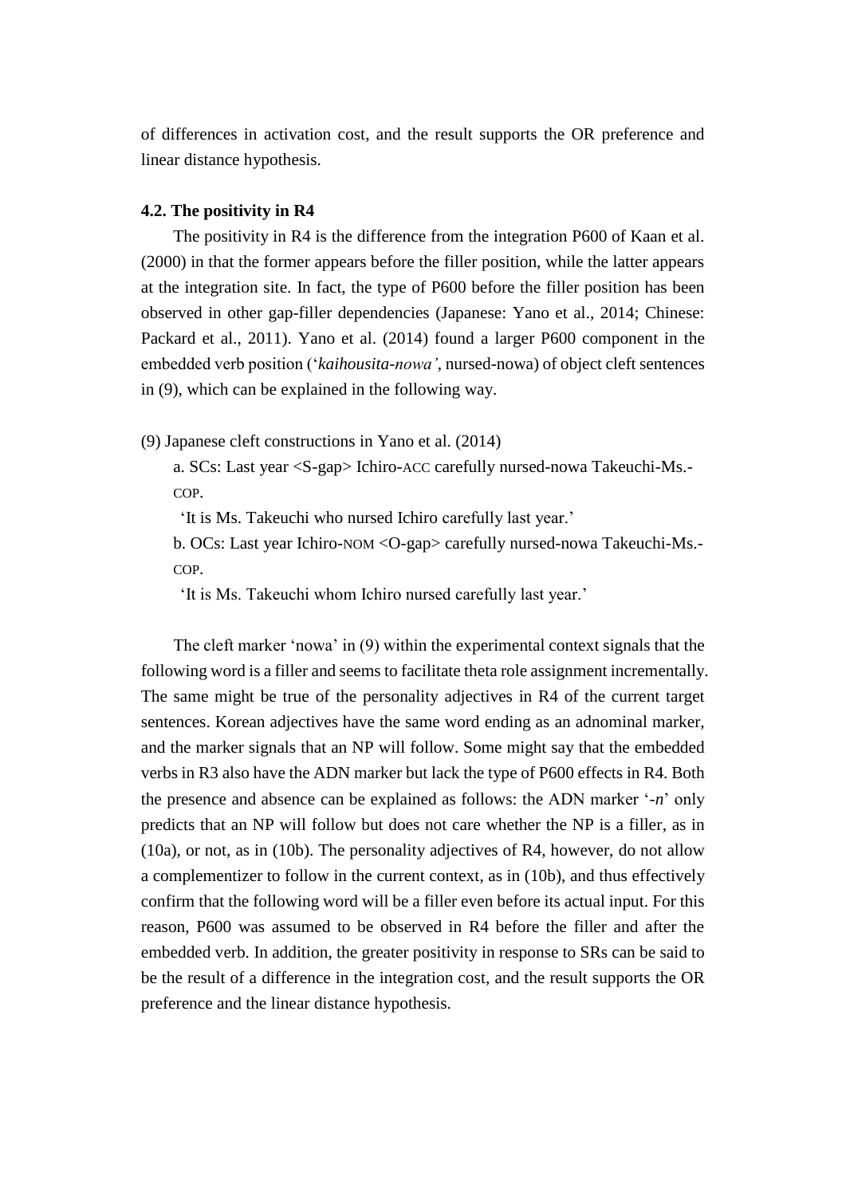of differences in activation cost, and the result supports the OR preference and linear distance hypothesis.

### 4.2. The positivity in R4

The positivity in R4 is the difference from the integration P600 of Kaan et al. (2000) in that the former appears before the filler position, while the latter appears at the integration site. In fact, the type of P600 before the filler position has been observed in other gap-filler dependencies (Japanese: Yano et al., 2014; Chinese: Packard et al., 2011). Yano et al. (2014) found a larger P600 component in the embedded verb position (‘*kaihousita-nowa’*, nursed-nowa) of object cleft sentences in (9), which can be explained in the following way.

(9) Japanese cleft constructions in Yano et al. (2014)

a. SCs: Last year <S-gap> Ichiro-ACC carefully nursed-nowa Takeuchi-Ms.-COP.

‘It is Ms. Takeuchi who nursed Ichiro carefully last year.’

b. OCs: Last year Ichiro-NOM <O-gap> carefully nursed-nowa Takeuchi-Ms.-COP.

‘It is Ms. Takeuchi whom Ichiro nursed carefully last year.’

The cleft marker ‘nowa’ in (9) within the experimental context signals that the following word is a filler and seems to facilitate theta role assignment incrementally. The same might be true of the personality adjectives in R4 of the current target sentences. Korean adjectives have the same word ending as an adnominal marker, and the marker signals that an NP will follow. Some might say that the embedded verbs in R3 also have the ADN marker but lack the type of P600 effects in R4. Both the presence and absence can be explained as follows: the ADN marker ‘-*n*’ only predicts that an NP will follow but does not care whether the NP is a filler, as in (10a), or not, as in (10b). The personality adjectives of R4, however, do not allow a complementizer to follow in the current context, as in (10b), and thus effectively confirm that the following word will be a filler even before its actual input. For this reason, P600 was assumed to be observed in R4 before the filler and after the embedded verb. In addition, the greater positivity in response to SRs can be said to be the result of a difference in the integration cost, and the result supports the OR preference and the linear distance hypothesis.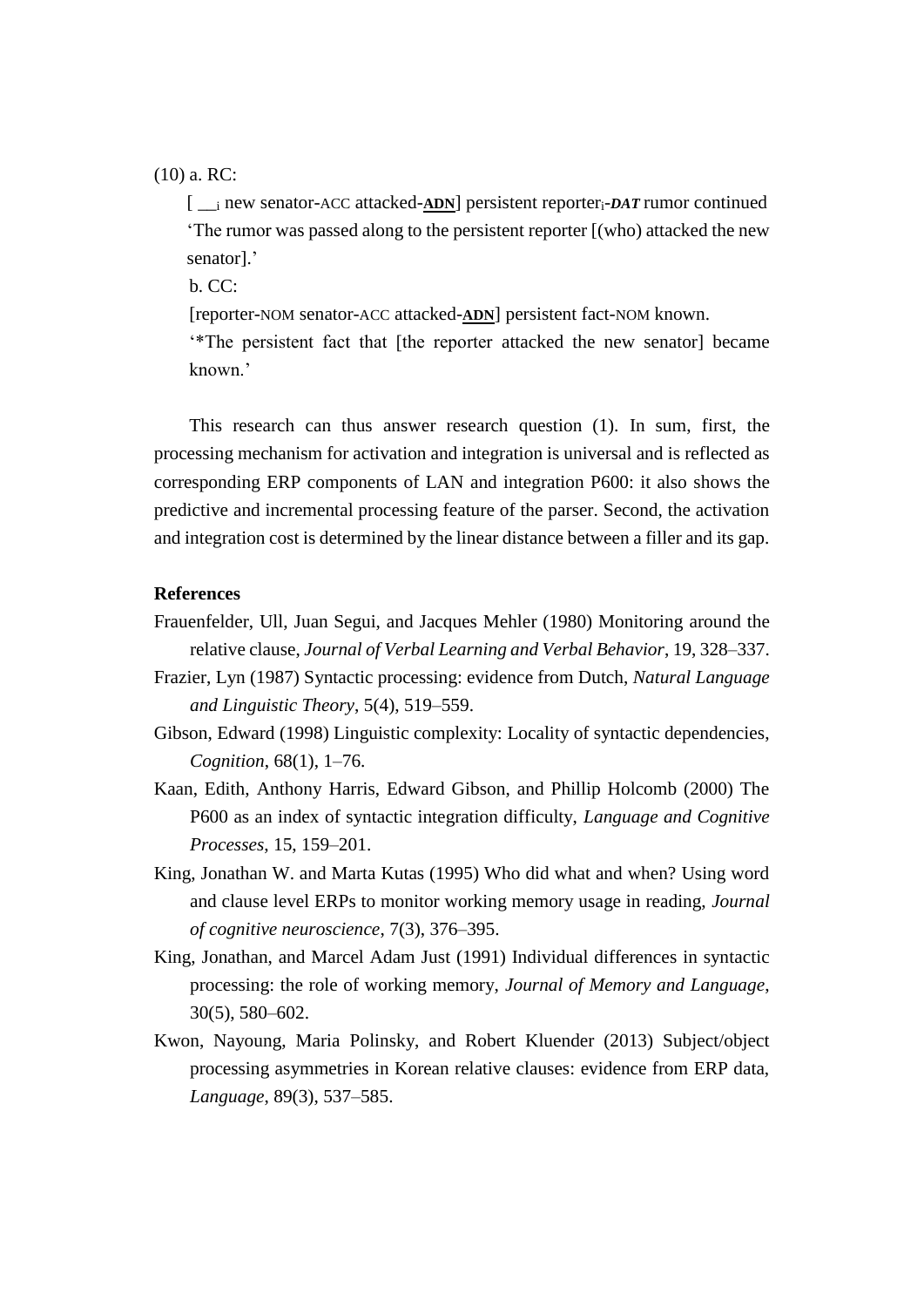(10) a. RC:

[ __ᵢ new senator-ACC attacked-**ADN**] persistent reporterᵢ-***DAT*** rumor continued
'The rumor was passed along to the persistent reporter [(who) attacked the new senator].'

b. CC:

[reporter-NOM senator-ACC attacked-**ADN**] persistent fact-NOM known.
'*The persistent fact that [the reporter attacked the new senator] became known.'

This research can thus answer research question (1). In sum, first, the processing mechanism for activation and integration is universal and is reflected as corresponding ERP components of LAN and integration P600: it also shows the predictive and incremental processing feature of the parser. Second, the activation and integration cost is determined by the linear distance between a filler and its gap.

**References**

Frauenfelder, Ull, Juan Segui, and Jacques Mehler (1980) Monitoring around the relative clause, *Journal of Verbal Learning and Verbal Behavior*, 19, 328–337.

Frazier, Lyn (1987) Syntactic processing: evidence from Dutch, *Natural Language and Linguistic Theory*, 5(4), 519–559.

Gibson, Edward (1998) Linguistic complexity: Locality of syntactic dependencies, *Cognition*, 68(1), 1–76.

Kaan, Edith, Anthony Harris, Edward Gibson, and Phillip Holcomb (2000) The P600 as an index of syntactic integration difficulty, *Language and Cognitive Processes*, 15, 159–201.

King, Jonathan W. and Marta Kutas (1995) Who did what and when? Using word and clause level ERPs to monitor working memory usage in reading, *Journal of cognitive neuroscience*, 7(3), 376–395.

King, Jonathan, and Marcel Adam Just (1991) Individual differences in syntactic processing: the role of working memory, *Journal of Memory and Language*, 30(5), 580–602.

Kwon, Nayoung, Maria Polinsky, and Robert Kluender (2013) Subject/object processing asymmetries in Korean relative clauses: evidence from ERP data, *Language*, 89(3), 537–585.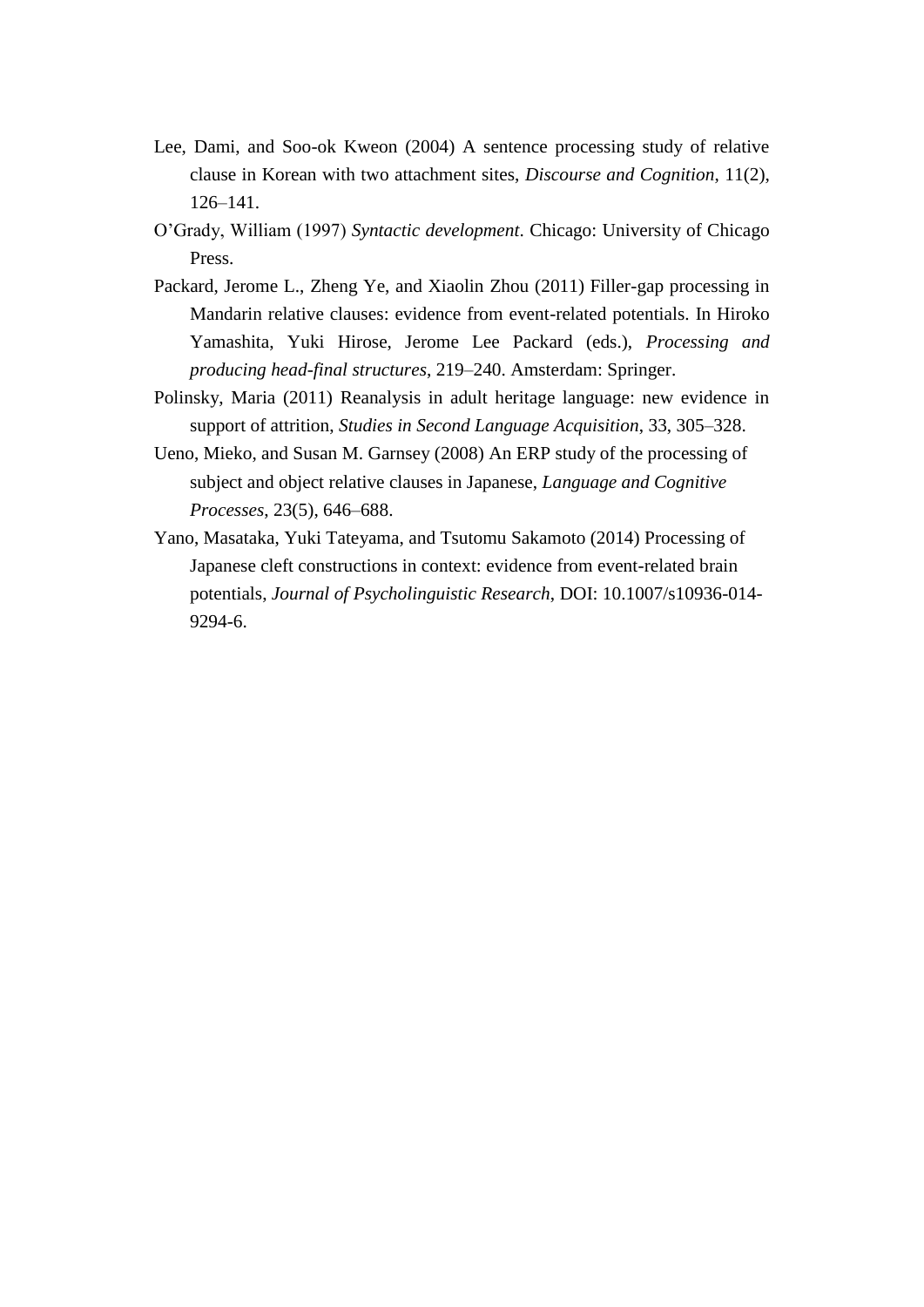Lee, Dami, and Soo-ok Kweon (2004) A sentence processing study of relative clause in Korean with two attachment sites, *Discourse and Cognition*, 11(2), 126–141.

O'Grady, William (1997) *Syntactic development*. Chicago: University of Chicago Press.

Packard, Jerome L., Zheng Ye, and Xiaolin Zhou (2011) Filler-gap processing in Mandarin relative clauses: evidence from event-related potentials. In Hiroko Yamashita, Yuki Hirose, Jerome Lee Packard (eds.), *Processing and producing head-final structures*, 219–240. Amsterdam: Springer.

Polinsky, Maria (2011) Reanalysis in adult heritage language: new evidence in support of attrition, *Studies in Second Language Acquisition*, 33, 305–328.

Ueno, Mieko, and Susan M. Garnsey (2008) An ERP study of the processing of subject and object relative clauses in Japanese, *Language and Cognitive Processes*, 23(5), 646–688.

Yano, Masataka, Yuki Tateyama, and Tsutomu Sakamoto (2014) Processing of Japanese cleft constructions in context: evidence from event-related brain potentials, *Journal of Psycholinguistic Research*, DOI: 10.1007/s10936-014-9294-6.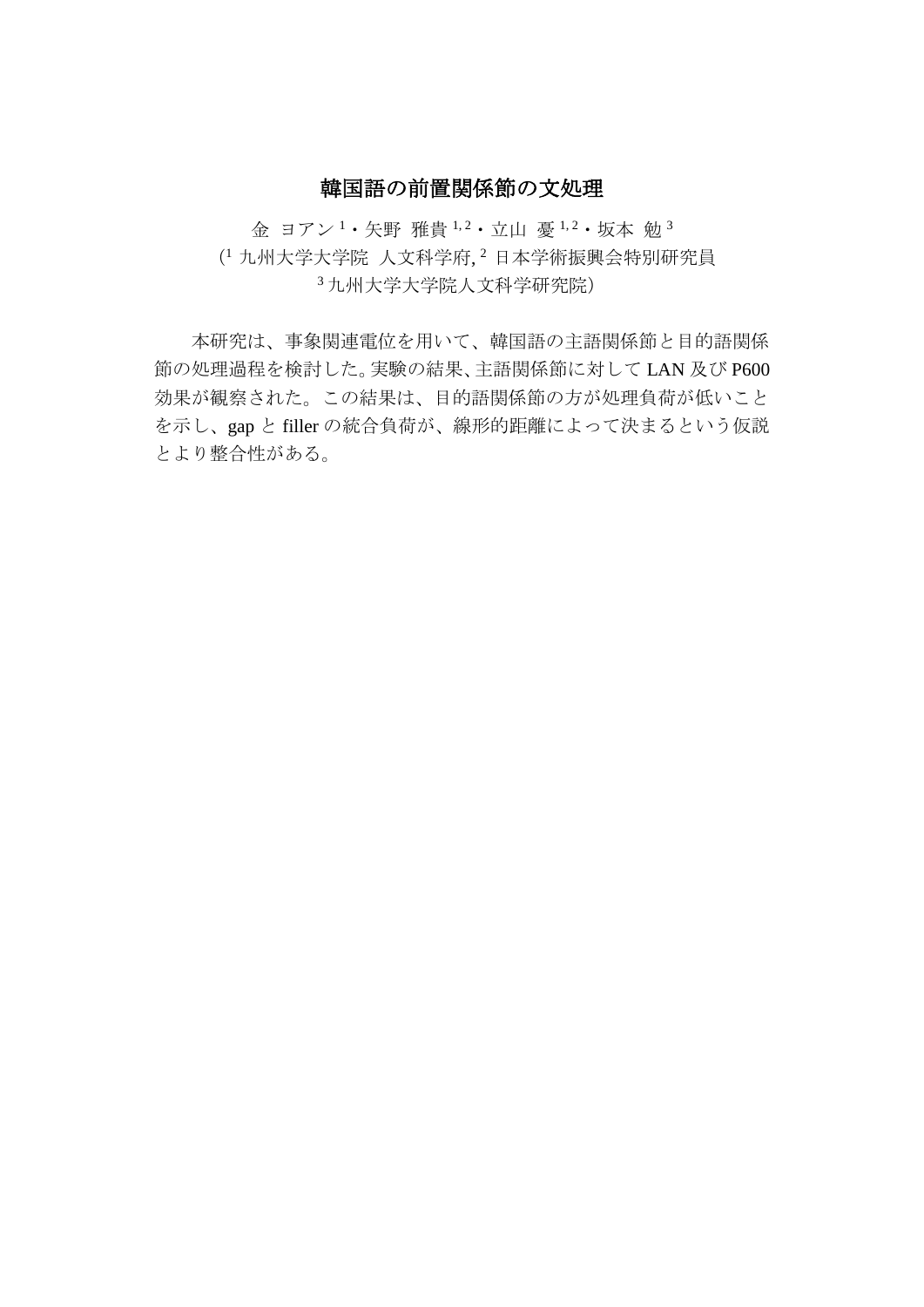# 韓国語の前置関係節の文処理

金 ヨアン[1]・矢野 雅貴[1,2]・立山 憂[1,2]・坂本 勉[3]

([1] 九州大学大学院 人文科学府, [2] 日本学術振興会特別研究員
[3] 九州大学大学院人文科学研究院)

本研究は、事象関連電位を用いて、韓国語の主語関係節と目的語関係節の処理過程を検討した。実験の結果、主語関係節に対して LAN 及び P600 効果が観察された。この結果は、目的語関係節の方が処理負荷が低いことを示し、gap と filler の統合負荷が、線形的距離によって決まるという仮説とより整合性がある。